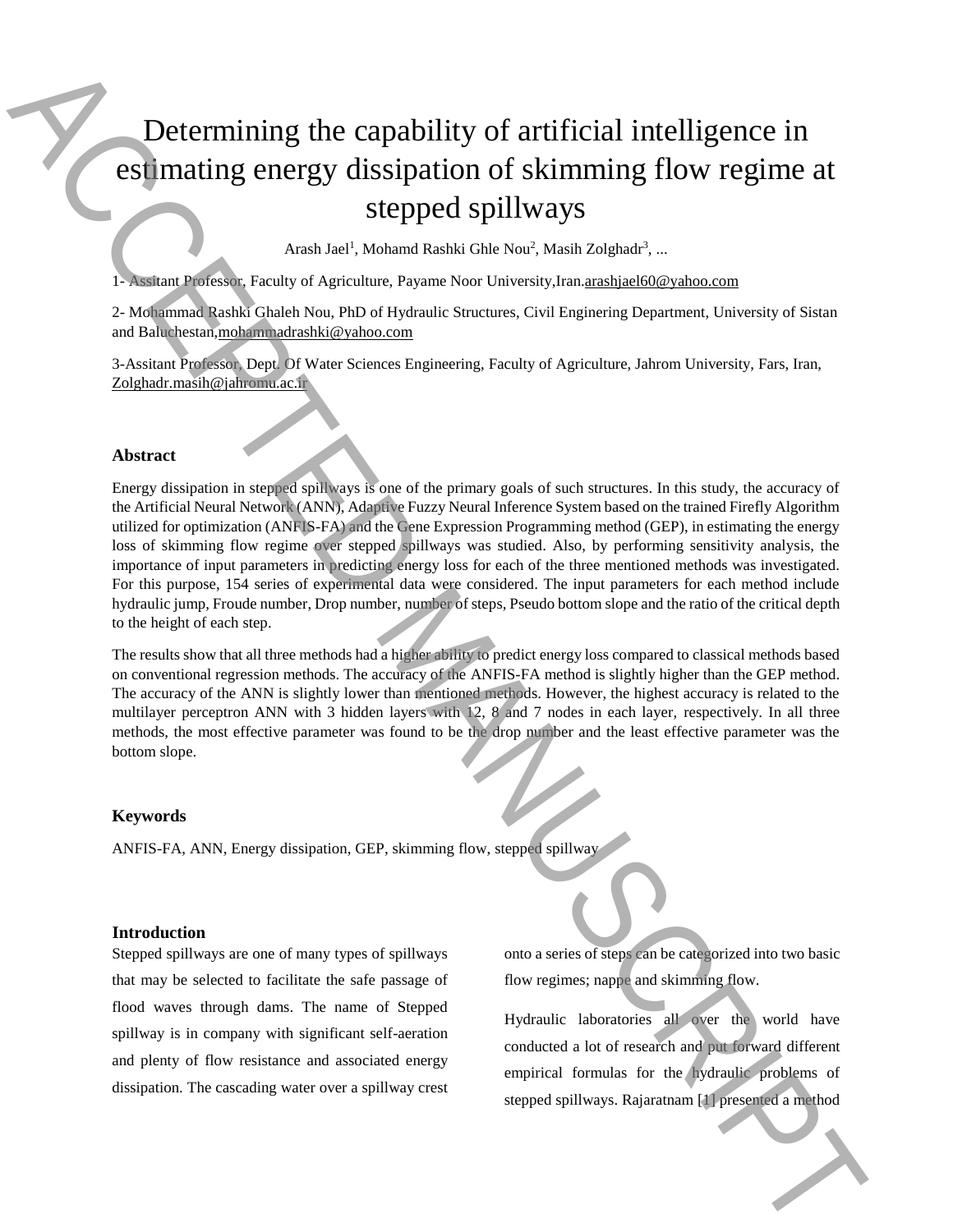# Determining the capability of artificial intelligence in estimating energy dissipation of skimming flow regime at stepped spillways

Arash Jael[1], Mohamd Rashki Ghle Nou[2], Masih Zolghadr[3], ...

1- Assitant Professor, Faculty of Agriculture, Payame Noor University,Iran.arashjael60@yahoo.com

2- Mohammad Rashki Ghaleh Nou, PhD of Hydraulic Structures, Civil Enginering Department, University of Sistan and Baluchestan,mohammadrashki@yahoo.com

3-Assitant Professor, Dept. Of Water Sciences Engineering, Faculty of Agriculture, Jahrom University, Fars, Iran, Zolghadr.masih@jahromu.ac.ir

## Abstract

Energy dissipation in stepped spillways is one of the primary goals of such structures. In this study, the accuracy of the Artificial Neural Network (ANN), Adaptive Fuzzy Neural Inference System based on the trained Firefly Algorithm utilized for optimization (ANFIS-FA) and the Gene Expression Programming method (GEP), in estimating the energy loss of skimming flow regime over stepped spillways was studied. Also, by performing sensitivity analysis, the importance of input parameters in predicting energy loss for each of the three mentioned methods was investigated. For this purpose, 154 series of experimental data were considered. The input parameters for each method include hydraulic jump, Froude number, Drop number, number of steps, Pseudo bottom slope and the ratio of the critical depth to the height of each step.

The results show that all three methods had a higher ability to predict energy loss compared to classical methods based on conventional regression methods. The accuracy of the ANFIS-FA method is slightly higher than the GEP method. The accuracy of the ANN is slightly lower than mentioned methods. However, the highest accuracy is related to the multilayer perceptron ANN with 3 hidden layers with 12, 8 and 7 nodes in each layer, respectively. In all three methods, the most effective parameter was found to be the drop number and the least effective parameter was the bottom slope.

## Keywords

ANFIS-FA, ANN, Energy dissipation, GEP, skimming flow, stepped spillway

## Introduction

Stepped spillways are one of many types of spillways that may be selected to facilitate the safe passage of flood waves through dams. The name of Stepped spillway is in company with significant self-aeration and plenty of flow resistance and associated energy dissipation. The cascading water over a spillway crest onto a series of steps can be categorized into two basic flow regimes; nappe and skimming flow.

Hydraulic laboratories all over the world have conducted a lot of research and put forward different empirical formulas for the hydraulic problems of stepped spillways. Rajaratnam [1] presented a method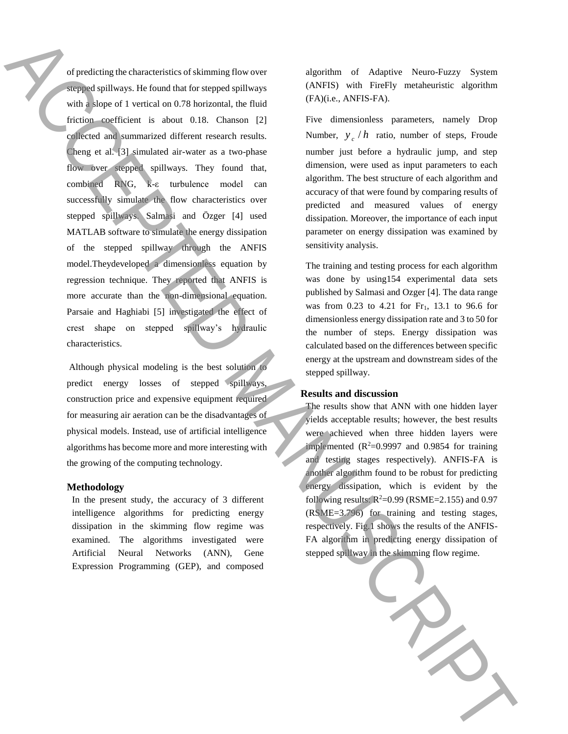of predicting the characteristics of skimming flow over stepped spillways. He found that for stepped spillways with a slope of 1 vertical on 0.78 horizontal, the fluid friction coefficient is about 0.18. Chanson [2] collected and summarized different research results. Cheng et al. [3] simulated air-water as a two-phase flow over stepped spillways. They found that, combined RNG, k-ε turbulence model can successfully simulate the flow characteristics over stepped spillways. Salmasi and Özger [4] used MATLAB software to simulate the energy dissipation of the stepped spillway through the ANFIS model.Theydeveloped a dimensionless equation by regression technique. They reported that ANFIS is more accurate than the non-dimensional equation. Parsaie and Haghiabi [5] investigated the effect of crest shape on stepped spillway's hydraulic characteristics.

Although physical modeling is the best solution to predict energy losses of stepped spillways, construction price and expensive equipment required for measuring air aeration can be the disadvantages of physical models. Instead, use of artificial intelligence algorithms has become more and more interesting with the growing of the computing technology.

## Methodology

In the present study, the accuracy of 3 different intelligence algorithms for predicting energy dissipation in the skimming flow regime was examined. The algorithms investigated were Artificial Neural Networks (ANN), Gene Expression Programming (GEP), and composed algorithm of Adaptive Neuro-Fuzzy System (ANFIS) with FireFly metaheuristic algorithm (FA)(i.e., ANFIS-FA).

Five dimensionless parameters, namely Drop Number, $y_c / h$ ratio, number of steps, Froude number just before a hydraulic jump, and step dimension, were used as input parameters to each algorithm. The best structure of each algorithm and accuracy of that were found by comparing results of predicted and measured values of energy dissipation. Moreover, the importance of each input parameter on energy dissipation was examined by sensitivity analysis.

The training and testing process for each algorithm was done by using154 experimental data sets published by Salmasi and Ozger [4]. The data range was from 0.23 to 4.21 for $Fr_1$, 13.1 to 96.6 for dimensionless energy dissipation rate and 3 to 50 for the number of steps. Energy dissipation was calculated based on the differences between specific energy at the upstream and downstream sides of the stepped spillway.

## Results and discussion

The results show that ANN with one hidden layer yields acceptable results; however, the best results were achieved when three hidden layers were implemented ($R^2$=0.9997 and 0.9854 for training and testing stages respectively). ANFIS-FA is another algorithm found to be robust for predicting energy dissipation, which is evident by the following results: $R^2$=0.99 (RSME=2.155) and 0.97 (RSME=3.796) for training and testing stages, respectively. Fig.1 shows the results of the ANFIS-FA algorithm in predicting energy dissipation of stepped spillway in the skimming flow regime.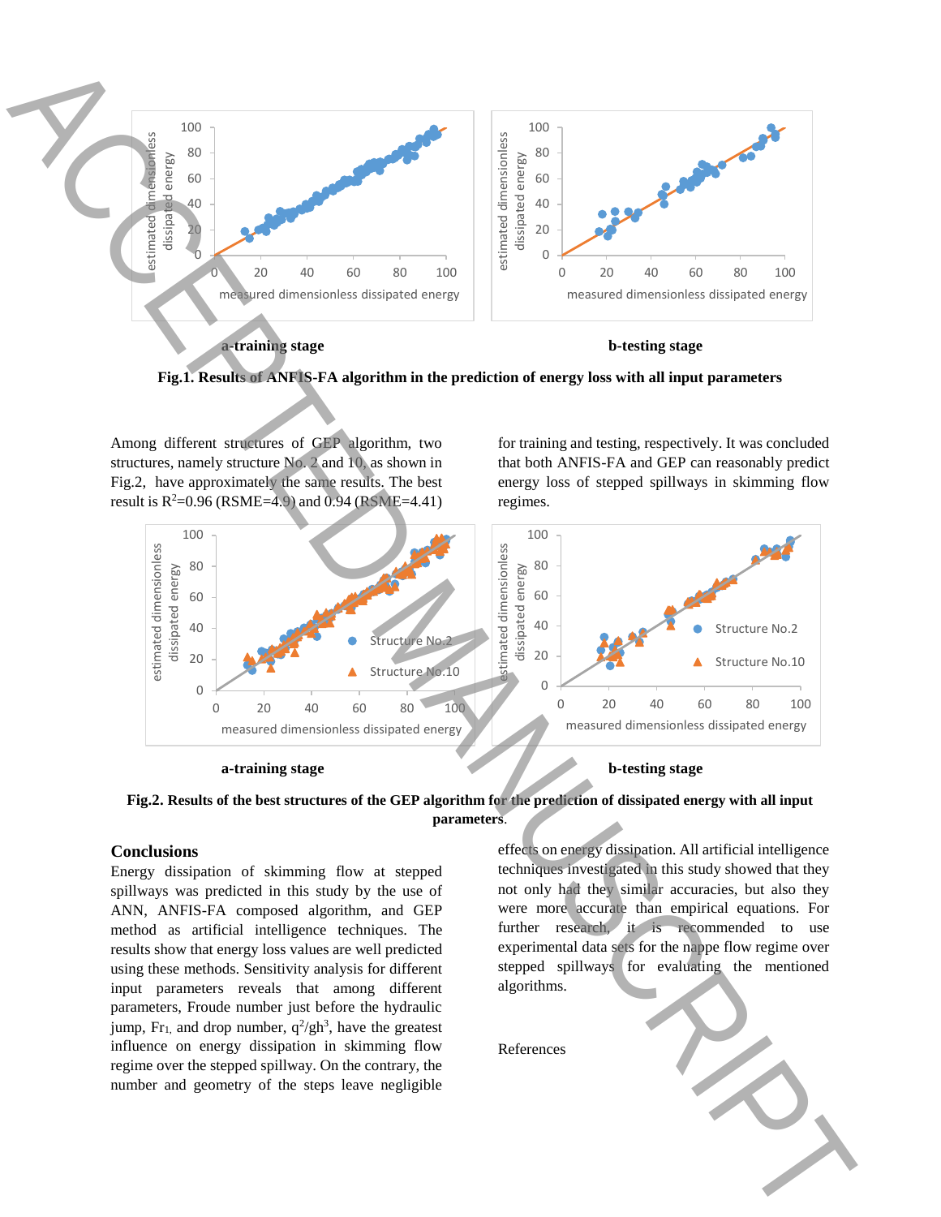a-training stage

b-testing stage

**Fig.1. Results of ANFIS-FA algorithm in the prediction of energy loss with all input parameters**

Among different structures of GEP algorithm, two structures, namely structure No. 2 and 10, as shown in Fig.2, have approximately the same results. The best result is $R^2$=0.96 (RSME=4.9) and 0.94 (RSME=4.41) for training and testing, respectively. It was concluded that both ANFIS-FA and GEP can reasonably predict energy loss of stepped spillways in skimming flow regimes.

a-training stage

b-testing stage

**Fig.2. Results of the best structures of the GEP algorithm for the prediction of dissipated energy with all input parameters**.

## Conclusions

Energy dissipation of skimming flow at stepped spillways was predicted in this study by the use of ANN, ANFIS-FA composed algorithm, and GEP method as artificial intelligence techniques. The results show that energy loss values are well predicted using these methods. Sensitivity analysis for different input parameters reveals that among different parameters, Froude number just before the hydraulic jump, $Fr_1$, and drop number, $q^2/gh^3$, have the greatest influence on energy dissipation in skimming flow regime over the stepped spillway. On the contrary, the number and geometry of the steps leave negligible effects on energy dissipation. All artificial intelligence techniques investigated in this study showed that they not only had they similar accuracies, but also they were more accurate than empirical equations. For further research, it is recommended to use experimental data sets for the nappe flow regime over stepped spillways for evaluating the mentioned algorithms.

References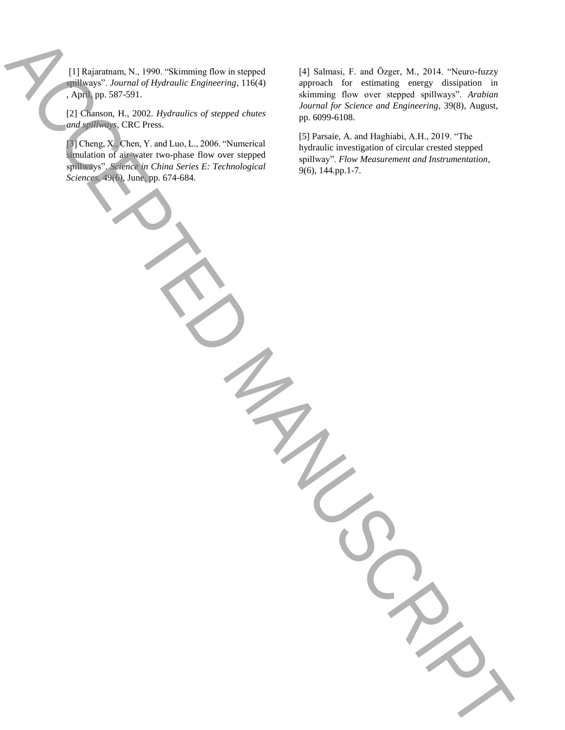[1] Rajaratnam, N., 1990. "Skimming flow in stepped spillways". *Journal of Hydraulic Engineering*, 116(4) , April, pp. 587-591.

[2] Chanson, H., 2002. *Hydraulics of stepped chutes and spillways*, CRC Press.

[3] Cheng, X., Chen, Y. and Luo, L., 2006. "Numerical simulation of air-water two-phase flow over stepped spillways". *Science in China Series E: Technological Sciences*, 49(6), June, pp. 674-684.

[4] Salmasi, F. and Özger, M., 2014. "Neuro-fuzzy approach for estimating energy dissipation in skimming flow over stepped spillways". *Arabian Journal for Science and Engineering*, 39(8), August, pp. 6099-6108.

[5] Parsaie, A. and Haghiabi, A.H., 2019. "The hydraulic investigation of circular crested stepped spillway". *Flow Measurement and Instrumentation*, 9(6), 144.pp.1-7.